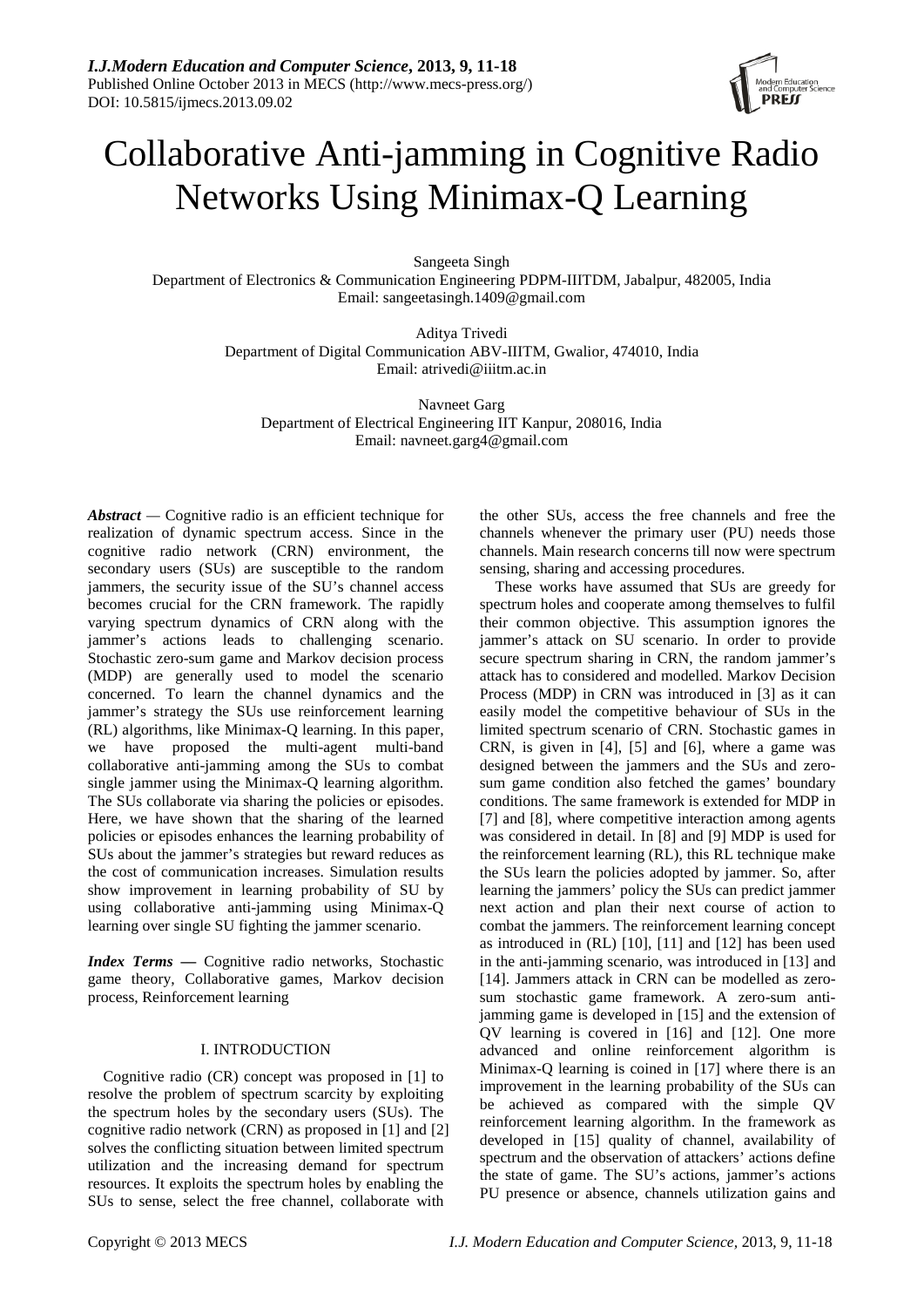# Collaborative Anti-jamming in Cognitive Radio Networks Using Minimax-Q Learning

Sangeeta Singh
Department of Electronics & Communication Engineering PDPM-IIITDM, Jabalpur, 482005, India
Email: sangeetasingh.1409@gmail.com

Aditya Trivedi
Department of Digital Communication ABV-IIITM, Gwalior, 474010, India
Email: atrivedi@iiitm.ac.in

Navneet Garg
Department of Electrical Engineering IIT Kanpur, 208016, India
Email: navneet.garg4@gmail.com

***Abstract*** — Cognitive radio is an efficient technique for realization of dynamic spectrum access. Since in the cognitive radio network (CRN) environment, the secondary users (SUs) are susceptible to the random jammers, the security issue of the SU's channel access becomes crucial for the CRN framework. The rapidly varying spectrum dynamics of CRN along with the jammer's actions leads to challenging scenario. Stochastic zero-sum game and Markov decision process (MDP) are generally used to model the scenario concerned. To learn the channel dynamics and the jammer's strategy the SUs use reinforcement learning (RL) algorithms, like Minimax-Q learning. In this paper, we have proposed the multi-agent multi-band collaborative anti-jamming among the SUs to combat single jammer using the Minimax-Q learning algorithm. The SUs collaborate via sharing the policies or episodes. Here, we have shown that the sharing of the learned policies or episodes enhances the learning probability of SUs about the jammer's strategies but reward reduces as the cost of communication increases. Simulation results show improvement in learning probability of SU by using collaborative anti-jamming using Minimax-Q learning over single SU fighting the jammer scenario.

***Index Terms* —** Cognitive radio networks, Stochastic game theory, Collaborative games, Markov decision process, Reinforcement learning

## I. INTRODUCTION

Cognitive radio (CR) concept was proposed in [1] to resolve the problem of spectrum scarcity by exploiting the spectrum holes by the secondary users (SUs). The cognitive radio network (CRN) as proposed in [1] and [2] solves the conflicting situation between limited spectrum utilization and the increasing demand for spectrum resources. It exploits the spectrum holes by enabling the SUs to sense, select the free channel, collaborate with the other SUs, access the free channels and free the channels whenever the primary user (PU) needs those channels. Main research concerns till now were spectrum sensing, sharing and accessing procedures.

These works have assumed that SUs are greedy for spectrum holes and cooperate among themselves to fulfil their common objective. This assumption ignores the jammer's attack on SU scenario. In order to provide secure spectrum sharing in CRN, the random jammer's attack has to considered and modelled. Markov Decision Process (MDP) in CRN was introduced in [3] as it can easily model the competitive behaviour of SUs in the limited spectrum scenario of CRN. Stochastic games in CRN, is given in [4], [5] and [6], where a game was designed between the jammers and the SUs and zero-sum game condition also fetched the games' boundary conditions. The same framework is extended for MDP in [7] and [8], where competitive interaction among agents was considered in detail. In [8] and [9] MDP is used for the reinforcement learning (RL), this RL technique make the SUs learn the policies adopted by jammer. So, after learning the jammers' policy the SUs can predict jammer next action and plan their next course of action to combat the jammers. The reinforcement learning concept as introduced in (RL) [10], [11] and [12] has been used in the anti-jamming scenario, was introduced in [13] and [14]. Jammers attack in CRN can be modelled as zero-sum stochastic game framework. A zero-sum anti-jamming game is developed in [15] and the extension of QV learning is covered in [16] and [12]. One more advanced and online reinforcement algorithm is Minimax-Q learning is coined in [17] where there is an improvement in the learning probability of the SUs can be achieved as compared with the simple QV reinforcement learning algorithm. In the framework as developed in [15] quality of channel, availability of spectrum and the observation of attackers' actions define the state of game. The SU's actions, jammer's actions PU presence or absence, channels utilization gains and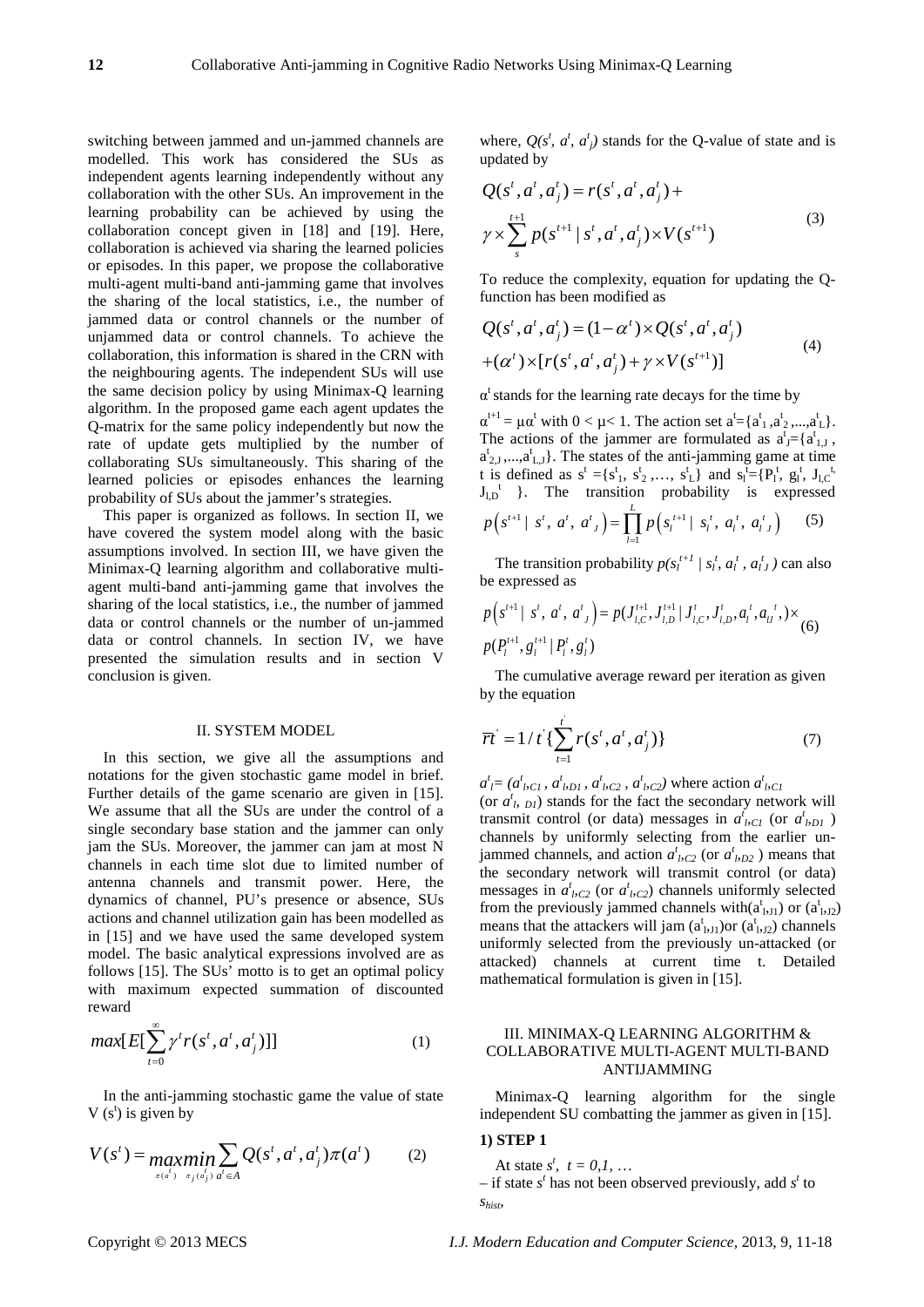switching between jammed and un-jammed channels are modelled. This work has considered the SUs as independent agents learning independently without any collaboration with the other SUs. An improvement in the learning probability can be achieved by using the collaboration concept given in [18] and [19]. Here, collaboration is achieved via sharing the learned policies or episodes. In this paper, we propose the collaborative multi-agent multi-band anti-jamming game that involves the sharing of the local statistics, i.e., the number of jammed data or control channels or the number of unjammed data or control channels. To achieve the collaboration, this information is shared in the CRN with the neighbouring agents. The independent SUs will use the same decision policy by using Minimax-Q learning algorithm. In the proposed game each agent updates the Q-matrix for the same policy independently but now the rate of update gets multiplied by the number of collaborating SUs simultaneously. This sharing of the learned policies or episodes enhances the learning probability of SUs about the jammer's strategies.

This paper is organized as follows. In section II, we have covered the system model along with the basic assumptions involved. In section III, we have given the Minimax-Q learning algorithm and collaborative multi-agent multi-band anti-jamming game that involves the sharing of the local statistics, i.e., the number of jammed data or control channels or the number of un-jammed data or control channels. In section IV, we have presented the simulation results and in section V conclusion is given.

## II. SYSTEM MODEL

In this section, we give all the assumptions and notations for the given stochastic game model in brief. Further details of the game scenario are given in [15]. We assume that all the SUs are under the control of a single secondary base station and the jammer can only jam the SUs. Moreover, the jammer can jam at most N channels in each time slot due to limited number of antenna channels and transmit power. Here, the dynamics of channel, PU's presence or absence, SUs actions and channel utilization gain has been modelled as in [15] and we have used the same developed system model. The basic analytical expressions involved are as follows [15]. The SUs' motto is to get an optimal policy with maximum expected summation of discounted reward

$$max[E[\sum_{t=0}^{\infty}\gamma^{t}r(s^{t},a^{t},a_{j}^{t})]] \qquad (1)$$

In the anti-jamming stochastic game the value of state $V(s^t)$ is given by

$$V(s^{t}) = \max_{\pi(a^{t})}\min_{\pi_{j}(a_{j}^{t})}\sum_{a^{t}\in A}Q(s^{t},a^{t},a_{j}^{t})\pi(a^{t}) \qquad (2)$$

where, $Q(s^t, a^t, a^t_j)$ stands for the Q-value of state and is updated by

$$Q(s^{t},a^{t},a_{j}^{t}) = r(s^{t},a^{t},a_{j}^{t}) + \gamma \times \sum_{s}^{t+1} p(s^{t+1} \mid s^{t},a^{t},a_{j}^{t}) \times V(s^{t+1}) \qquad (3)$$

To reduce the complexity, equation for updating the Q-function has been modified as

$$Q(s^{t},a^{t},a_{j}^{t}) = (1-\alpha^{t}) \times Q(s^{t},a^{t},a_{j}^{t}) + (\alpha^{t}) \times [r(s^{t},a^{t},a_{j}^{t}) + \gamma \times V(s^{t+1})] \qquad (4)$$

$\alpha^t$ stands for the learning rate decays for the time by $\alpha^{t+1} = \mu\alpha^t$ with $0 < \mu < 1$. The action set $a^t=\{a^t_1, a^t_2, ..., a^t_L\}$. The actions of the jammer are formulated as $a^t_J=\{a^t_{1,J}, a^t_{2,J}, ..., a^t_{L,J}\}$. The states of the anti-jamming game at time t is defined as $s^t=\{s^t_1, s^t_2, ..., s^t_L\}$ and $s^t_l=\{P^t_l, g^t_l, J^t_{l,C}, J^t_{l,D}\}$. The transition probability is expressed

$$p\left(s^{t+1} \mid s^{t},\, a^{t},\, a^{t}_{J}\right) = \prod_{l=1}^{L} p\left(s_{l}^{t+1} \mid s_{l}^{t},\, a_{l}^{t},\, a_{l\,J}^{t}\right) \qquad (5)$$

The transition probability $p(s_l^{t+1} \mid s_l^t, a_l^t, a_{lJ}^t)$ can also be expressed as

$$p\left(s^{t+1} \mid s^{t},\, a^{t},\, a^{t}_{J}\right) = p(J_{l,C}^{t+1}, J_{l,D}^{t+1} \mid J_{l,C}^{t}, J_{l,D}^{t}, a_{l}^{t}, a_{lJ}^{t}) \times p(P_{l}^{t+1}, g_{l}^{t+1} \mid P_{l}^{t}, g_{l}^{t}) \qquad (6)$$

The cumulative average reward per iteration as given by the equation

$$\overline{rt}^{'} = 1/t^{'}\{\sum_{t=1}^{t^{'}} r(s^{t},a^{t},a_{j}^{t})\} \qquad (7)$$

$a^t_l = (a^t_{l,C1}, a^t_{l,D1}, a^t_{l,C2}, a^t_{l,C2})$ where action $a^t_{l,C1}$ (or $a^t_{l,D1}$) stands for the fact the secondary network will transmit control (or data) messages in $a^t_{l,C1}$ (or $a^t_{l,D1}$) channels by uniformly selecting from the earlier un-jammed channels, and action $a^t_{l,C2}$ (or $a^t_{l,D2}$) means that the secondary network will transmit control (or data) messages in $a^t_{l,C2}$ (or $a^t_{l,C2}$) channels uniformly selected from the previously jammed channels with($a^t_{l,J1}$) or ($a^t_{l,J2}$) means that the attackers will jam ($a^t_{l,J1}$)or ($a^t_{l,J2}$) channels uniformly selected from the previously un-attacked (or attacked) channels at current time t. Detailed mathematical formulation is given in [15].

## III. MINIMAX-Q LEARNING ALGORITHM & COLLABORATIVE MULTI-AGENT MULTI-BAND ANTIJAMMING

Minimax-Q learning algorithm for the single independent SU combatting the jammer as given in [15].

**1) STEP 1**

At state $s^t$, $t = 0,1, \ldots$

– if state $s^t$ has not been observed previously, add $s^t$ to $s_{hist}$,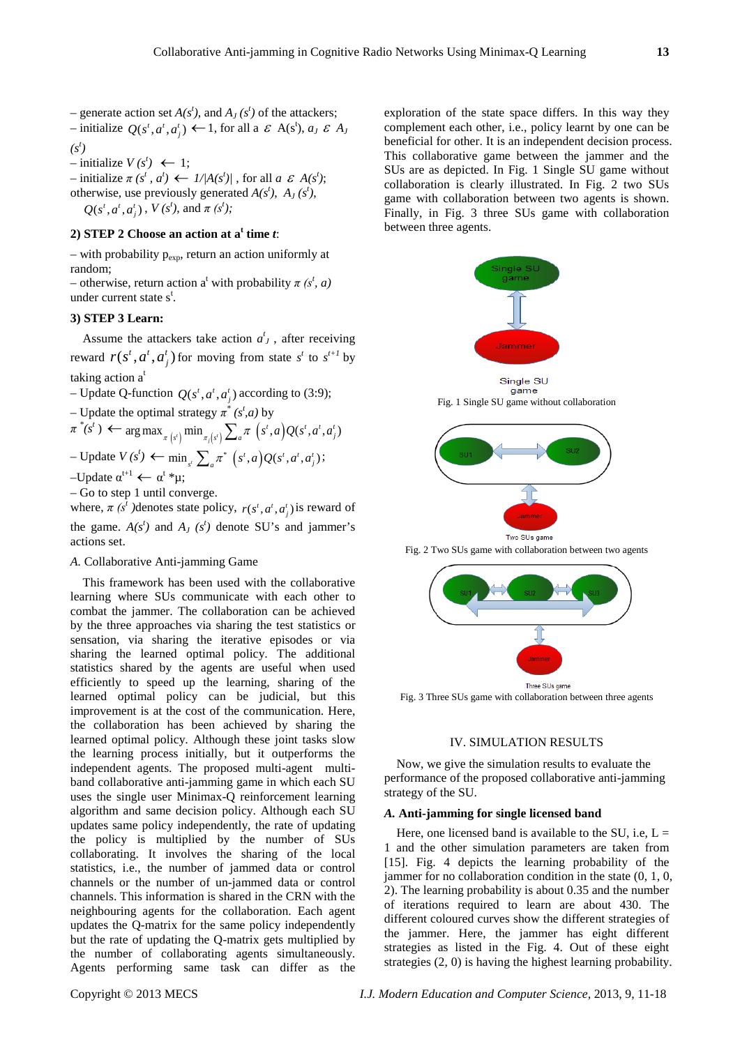– generate action set $A(s^t)$, and $A_J(s^t)$ of the attackers;

– initialize $Q(s^t, a^t, a_j^t) \leftarrow 1$, for all a $\varepsilon$ $A(s^t)$, $a_J$ $\varepsilon$ $A_J(s^t)$

– initialize $V(s^t) \leftarrow 1$;

– initialize $\pi(s^t, a^t) \leftarrow 1/|A(s^t)|$, for all $a$ $\varepsilon$ $A(s^t)$; otherwise, use previously generated $A(s^t)$, $A_J(s^t)$, $Q(s^t, a^t, a_j^t)$, $V(s^t)$, and $\pi(s^t)$;

**2) STEP 2 Choose an action at $a^t$ time *t*:**

– with probability $p_{exp}$, return an action uniformly at random;

– otherwise, return action $a^t$ with probability $\pi(s^t, a)$ under current state $s^t$.

**3) STEP 3 Learn:**

Assume the attackers take action $a_J^t$, after receiving reward $r(s^t, a^t, a_j^t)$ for moving from state $s^t$ to $s^{t+1}$ by taking action $a^t$

– Update Q-function $Q(s^t, a^t, a_j^t)$ according to (3:9);

– Update the optimal strategy $\pi^*(s^t, a)$ by

$\pi^*(s^t) \leftarrow \arg\max_{\pi(s^t)} \min_{\pi_j(s^t)} \sum_a \pi(s^t, a) Q(s^t, a^t, a_j^t)$

– Update $V(s^t) \leftarrow \min_{s^t} \sum_a \pi^*(s^t, a) Q(s^t, a^t, a_j^t)$;

–Update $\alpha^{t+1} \leftarrow \alpha^t * \mu$;

– Go to step 1 until converge.

where, $\pi(s^t)$ denotes state policy, $r(s^t, a^t, a_j^t)$ is reward of the game. $A(s^t)$ and $A_J(s^t)$ denote SU's and jammer's actions set.

*A.* Collaborative Anti-jamming Game

This framework has been used with the collaborative learning where SUs communicate with each other to combat the jammer. The collaboration can be achieved by the three approaches via sharing the test statistics or sensation, via sharing the iterative episodes or via sharing the learned optimal policy. The additional statistics shared by the agents are useful when used efficiently to speed up the learning, sharing of the learned optimal policy can be judicial, but this improvement is at the cost of the communication. Here, the collaboration has been achieved by sharing the learned optimal policy. Although these joint tasks slow the learning process initially, but it outperforms the independent agents. The proposed multi-agent multi-band collaborative anti-jamming game in which each SU uses the single user Minimax-Q reinforcement learning algorithm and same decision policy. Although each SU updates same policy independently, the rate of updating the policy is multiplied by the number of SUs collaborating. It involves the sharing of the local statistics, i.e., the number of jammed data or control channels or the number of un-jammed data or control channels. This information is shared in the CRN with the neighbouring agents for the collaboration. Each agent updates the Q-matrix for the same policy independently but the rate of updating the Q-matrix gets multiplied by the number of collaborating agents simultaneously. Agents performing same task can differ as the exploration of the state space differs. In this way they complement each other, i.e., policy learnt by one can be beneficial for other. It is an independent decision process. This collaborative game between the jammer and the SUs are as depicted. In Fig. 1 Single SU game without collaboration is clearly illustrated. In Fig. 2 two SUs game with collaboration between two agents is shown. Finally, in Fig. 3 three SUs game with collaboration between three agents.

Single SU game

Jammer

Single SU game

Fig. 1 Single SU game without collaboration

SU1

SU2

Jammer

Two SUs game

Fig. 2 Two SUs game with collaboration between two agents

SU1

SU2

SU3

Jammer

Three SUs game

Fig. 3 Three SUs game with collaboration between three agents

## IV. SIMULATION RESULTS

Now, we give the simulation results to evaluate the performance of the proposed collaborative anti-jamming strategy of the SU.

### *A.* Anti-jamming for single licensed band

Here, one licensed band is available to the SU, i.e, L = 1 and the other simulation parameters are taken from [15]. Fig. 4 depicts the learning probability of the jammer for no collaboration condition in the state (0, 1, 0, 2). The learning probability is about 0.35 and the number of iterations required to learn are about 430. The different coloured curves show the different strategies of the jammer. Here, the jammer has eight different strategies as listed in the Fig. 4. Out of these eight strategies (2, 0) is having the highest learning probability.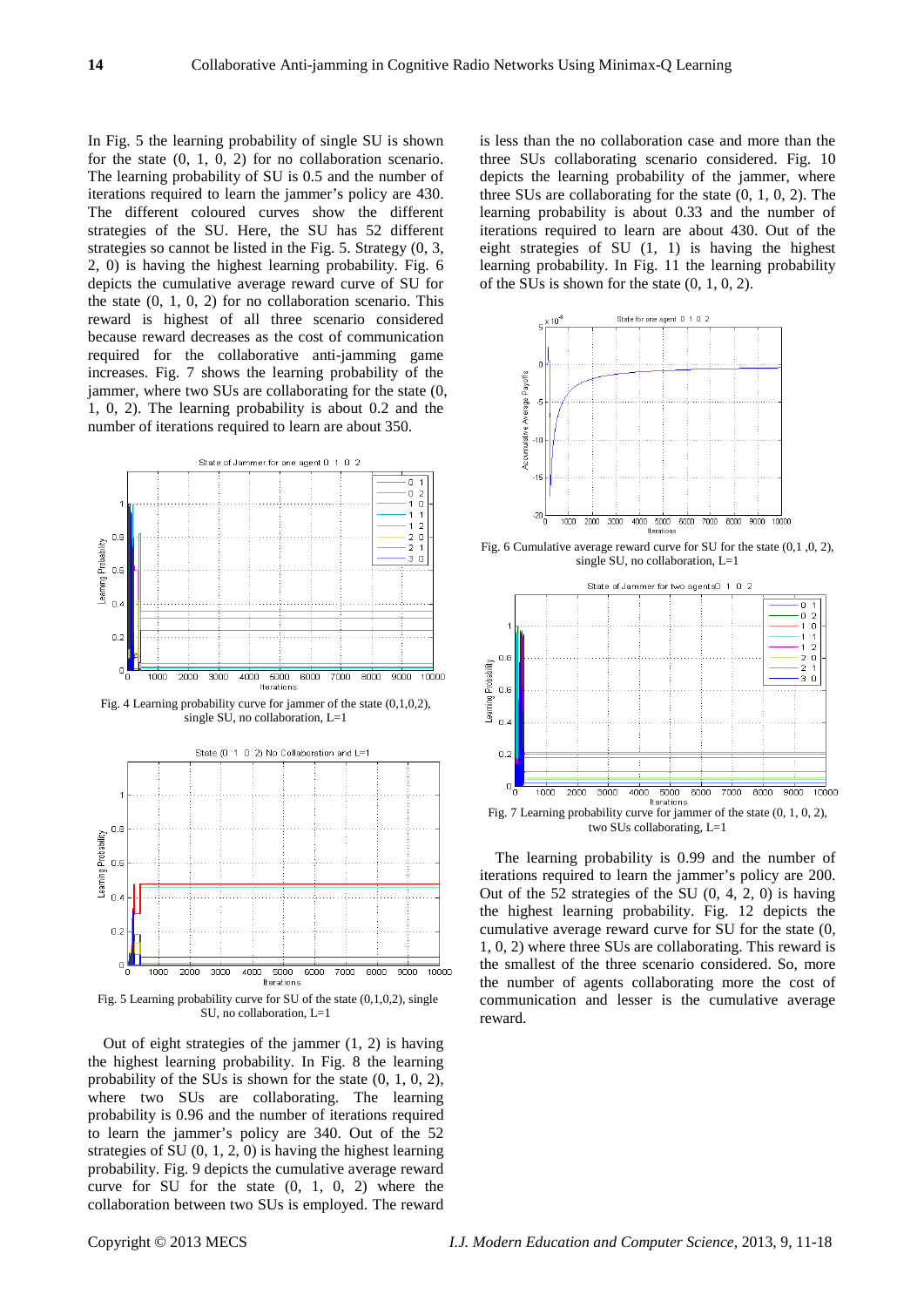In Fig. 5 the learning probability of single SU is shown for the state (0, 1, 0, 2) for no collaboration scenario. The learning probability of SU is 0.5 and the number of iterations required to learn the jammer's policy are 430. The different coloured curves show the different strategies of the SU. Here, the SU has 52 different strategies so cannot be listed in the Fig. 5. Strategy (0, 3, 2, 0) is having the highest learning probability. Fig. 6 depicts the cumulative average reward curve of SU for the state (0, 1, 0, 2) for no collaboration scenario. This reward is highest of all three scenario considered because reward decreases as the cost of communication required for the collaborative anti-jamming game increases. Fig. 7 shows the learning probability of the jammer, where two SUs are collaborating for the state (0, 1, 0, 2). The learning probability is about 0.2 and the number of iterations required to learn are about 350.

State of Jammer for one agent 0 1 0 2

0 1
0 2
1 0
1 1
1 2
2 0
2 1
3 0

Learning Probability

0
0.2
0.4
0.6
0.8
1

0
1000
2000
3000
4000
5000
6000
7000
8000
9000
10000

Iterations

Fig. 4 Learning probability curve for jammer of the state (0,1,0,2), single SU, no collaboration, L=1

State (0 1 0 2) No Collaboration and L=1

Learning Probability

0
0.2
0.4
0.6
0.8
1

0
1000
2000
3000
4000
5000
6000
7000
8000
9000
10000

Iterations

Fig. 5 Learning probability curve for SU of the state (0,1,0,2), single SU, no collaboration, L=1

Out of eight strategies of the jammer (1, 2) is having the highest learning probability. In Fig. 8 the learning probability of the SUs is shown for the state (0, 1, 0, 2), where two SUs are collaborating. The learning probability is 0.96 and the number of iterations required to learn the jammer's policy are 340. Out of the 52 strategies of SU (0, 1, 2, 0) is having the highest learning probability. Fig. 9 depicts the cumulative average reward curve for SU for the state (0, 1, 0, 2) where the collaboration between two SUs is employed. The reward is less than the no collaboration case and more than the three SUs collaborating scenario considered. Fig. 10 depicts the learning probability of the jammer, where three SUs are collaborating for the state (0, 1, 0, 2). The learning probability is about 0.33 and the number of iterations required to learn are about 430. Out of the eight strategies of SU (1, 1) is having the highest learning probability. In Fig. 11 the learning probability of the SUs is shown for the state (0, 1, 0, 2).

State for one agent 0 1 0 2

x 10$^{4}$

Accumulative Average Payoffs

5
0
-5
-10
-15
-20

0
1000
2000
3000
4000
5000
6000
7000
8000
9000
10000

Iterations

Fig. 6 Cumulative average reward curve for SU for the state (0,1 ,0, 2), single SU, no collaboration, L=1

State of Jammer for two agents 0 1 0 2

0 1
0 2
1 0
1 1
1 2
2 0
2 1
3 0

Learning Probability

0
0.2
0.4
0.6
0.8
1

0
1000
2000
3000
4000
5000
6000
7000
8000
9000
10000

Iterations

Fig. 7 Learning probability curve for jammer of the state (0, 1, 0, 2), two SUs collaborating, L=1

The learning probability is 0.99 and the number of iterations required to learn the jammer's policy are 200. Out of the 52 strategies of the SU (0, 4, 2, 0) is having the highest learning probability. Fig. 12 depicts the cumulative average reward curve for SU for the state (0, 1, 0, 2) where three SUs are collaborating. This reward is the smallest of the three scenario considered. So, more the number of agents collaborating more the cost of communication and lesser is the cumulative average reward.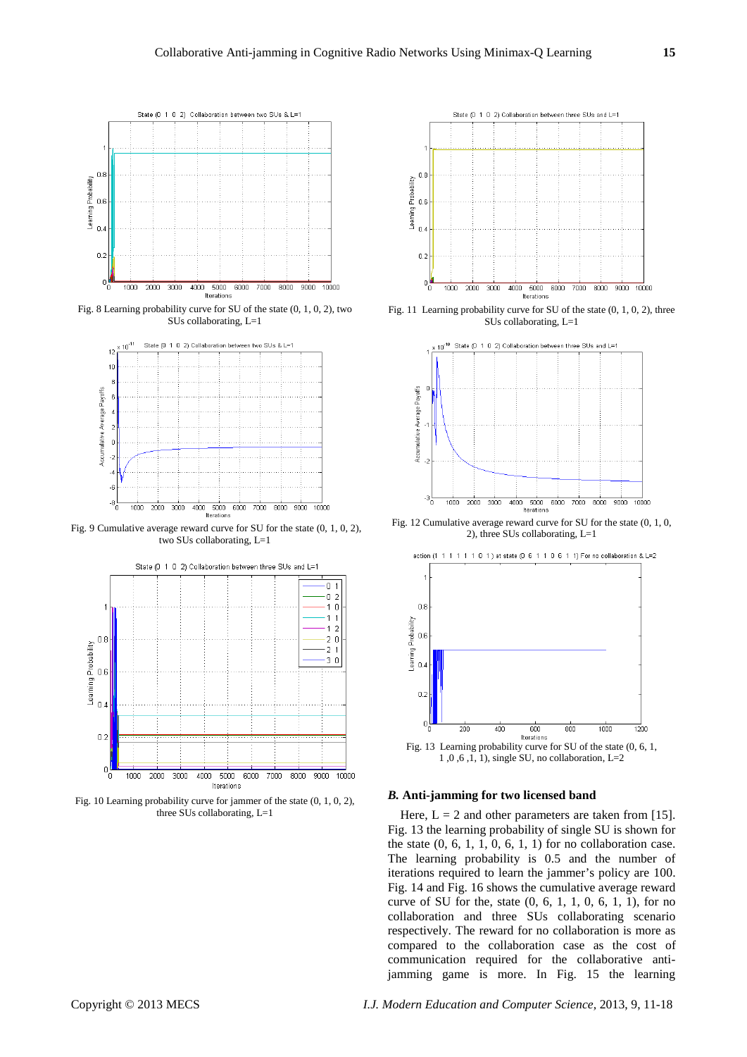State (0 1 0 2) Collaboration between two SUs & L=1

Learning Probability

Iterations

Fig. 8 Learning probability curve for SU of the state (0, 1, 0, 2), two SUs collaborating, L=1

State (0 1 0 2) Collaboration between two SUs & L=1

Accumulative Average Payoffs

Iterations

Fig. 9 Cumulative average reward curve for SU for the state (0, 1, 0, 2), two SUs collaborating, L=1

State (0 1 0 2) Collaboration between three SUs and L=1

Learning Probability

Iterations

0 1
0 2
1 0
1 1
1 2
2 0
2 1
3 0

Fig. 10 Learning probability curve for jammer of the state (0, 1, 0, 2), three SUs collaborating, L=1

State (0 1 0 2) Collaboration between three SUs and L=1

Learning Probability

Iterations

Fig. 11 Learning probability curve for SU of the state (0, 1, 0, 2), three SUs collaborating, L=1

State (0 1 0 2) Collaboration between three SUs and L=1

Accumulative Average Payoffs

Iterations

Fig. 12 Cumulative average reward curve for SU for the state (0, 1, 0, 2), three SUs collaborating, L=1

action (1 1 1 1 1 0 1) at state (0 6 1 1 0 6 1 1) For no collaboration & L=2

Learning Probability

Iterations

Fig. 13 Learning probability curve for SU of the state (0, 6, 1, 1 ,0 ,6 ,1, 1), single SU, no collaboration, L=2

### *B.* Anti-jamming for two licensed band

Here, L = 2 and other parameters are taken from [15]. Fig. 13 the learning probability of single SU is shown for the state (0, 6, 1, 1, 0, 6, 1, 1) for no collaboration case. The learning probability is 0.5 and the number of iterations required to learn the jammer's policy are 100. Fig. 14 and Fig. 16 shows the cumulative average reward curve of SU for the, state (0, 6, 1, 1, 0, 6, 1, 1), for no collaboration and three SUs collaborating scenario respectively. The reward for no collaboration is more as compared to the collaboration case as the cost of communication required for the collaborative anti-jamming game is more. In Fig. 15 the learning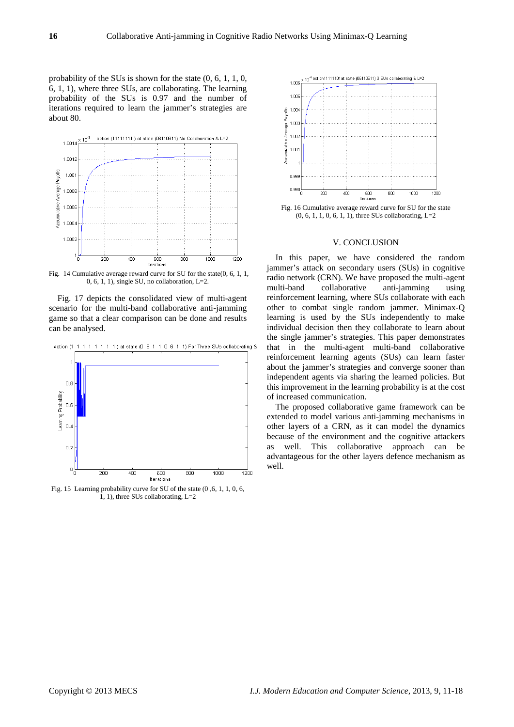probability of the SUs is shown for the state (0, 6, 1, 1, 0, 6, 1, 1), where three SUs, are collaborating. The learning probability of the SUs is 0.97 and the number of iterations required to learn the jammer's strategies are about 80.

x 10^-3 action (11111111 ) at state (06110611) No Collaboration & L=2

Accumulative Average Payoffs

1.0014
1.0012
1.001
1.0008
1.0006
1.0004
1.0002
1

0 200 400 600 800 1000 1200

Iterations

Fig. 14 Cumulative average reward curve for SU for the state(0, 6, 1, 1, 0, 6, 1, 1), single SU, no collaboration, L=2.

Fig. 17 depicts the consolidated view of multi-agent scenario for the multi-band collaborative anti-jamming game so that a clear comparison can be done and results can be analysed.

action (1 1 1 1 1 1 1 1) at state (0 6 1 1 0 6 1 1) For Three SUs collaborating &

Learning Probability

1
0.8
0.6
0.4
0.2
0

0 200 400 600 800 1000 1200

Iterations

Fig. 15 Learning probability curve for SU of the state (0 ,6, 1, 1, 0, 6, 1, 1), three SUs collaborating, L=2

x 10^-4 action11111101at state (06110611) 3 SUs collaborating & L=2

Accumulative Average Payoffs

1.006
1.005
1.004
1.003
1.002
1.001
1
0.999
0.998

0 200 400 600 800 1000 1200

Iterations

Fig. 16 Cumulative average reward curve for SU for the state (0, 6, 1, 1, 0, 6, 1, 1), three SUs collaborating, L=2

## V. CONCLUSION

In this paper, we have considered the random jammer's attack on secondary users (SUs) in cognitive radio network (CRN). We have proposed the multi-agent multi-band collaborative anti-jamming using reinforcement learning, where SUs collaborate with each other to combat single random jammer. Minimax-Q learning is used by the SUs independently to make individual decision then they collaborate to learn about the single jammer's strategies. This paper demonstrates that in the multi-agent multi-band collaborative reinforcement learning agents (SUs) can learn faster about the jammer's strategies and converge sooner than independent agents via sharing the learned policies. But this improvement in the learning probability is at the cost of increased communication.

The proposed collaborative game framework can be extended to model various anti-jamming mechanisms in other layers of a CRN, as it can model the dynamics because of the environment and the cognitive attackers as well. This collaborative approach can be advantageous for the other layers defence mechanism as well.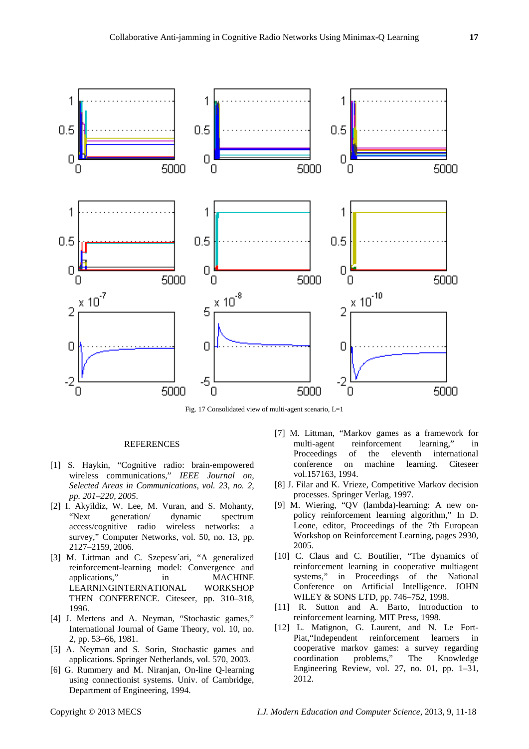1
0.5
0
0
5000

1
0.5
0
0
5000

1
0.5
0
0
5000

1
0.5
0
0
5000

1
0.5
0
0
5000

1
0.5
0
0
5000

x 10^-7
2
0
-2
0
5000

x 10^-8
5
0
-5
0
5000

x 10^-10
2
0
-2
0
5000

Fig. 17 Consolidated view of multi-agent scenario, L=1

## REFERENCES

[1] S. Haykin, "Cognitive radio: brain-empowered wireless communications," *IEEE Journal on, Selected Areas in Communications, vol. 23, no. 2, pp. 201–220, 2005*.

[2] I. Akyildiz, W. Lee, M. Vuran, and S. Mohanty, "Next generation/ dynamic spectrum access/cognitive radio wireless networks: a survey," Computer Networks, vol. 50, no. 13, pp. 2127–2159, 2006.

[3] M. Littman and C. Szepesv´ari, "A generalized reinforcement-learning model: Convergence and applications," in MACHINE LEARNINGINTERNATIONAL WORKSHOP THEN CONFERENCE. Citeseer, pp. 310–318, 1996.

[4] J. Mertens and A. Neyman, "Stochastic games," International Journal of Game Theory, vol. 10, no. 2, pp. 53–66, 1981.

[5] A. Neyman and S. Sorin, Stochastic games and applications. Springer Netherlands, vol. 570, 2003.

[6] G. Rummery and M. Niranjan, On-line Q-learning using connectionist systems. Univ. of Cambridge, Department of Engineering, 1994.

[7] M. Littman, "Markov games as a framework for multi-agent reinforcement learning," in Proceedings of the eleventh international conference on machine learning. Citeseer vol.157163, 1994.

[8] J. Filar and K. Vrieze, Competitive Markov decision processes. Springer Verlag, 1997.

[9] M. Wiering, "QV (lambda)-learning: A new on-policy reinforcement learning algorithm," In D. Leone, editor, Proceedings of the 7th European Workshop on Reinforcement Learning, pages 2930, 2005.

[10] C. Claus and C. Boutilier, "The dynamics of reinforcement learning in cooperative multiagent systems," in Proceedings of the National Conference on Artificial Intelligence. JOHN WILEY & SONS LTD, pp. 746–752, 1998.

[11] R. Sutton and A. Barto, Introduction to reinforcement learning. MIT Press, 1998.

[12] L. Matignon, G. Laurent, and N. Le Fort-Piat,"Independent reinforcement learners in cooperative markov games: a survey regarding coordination problems," The Knowledge Engineering Review, vol. 27, no. 01, pp. 1–31, 2012.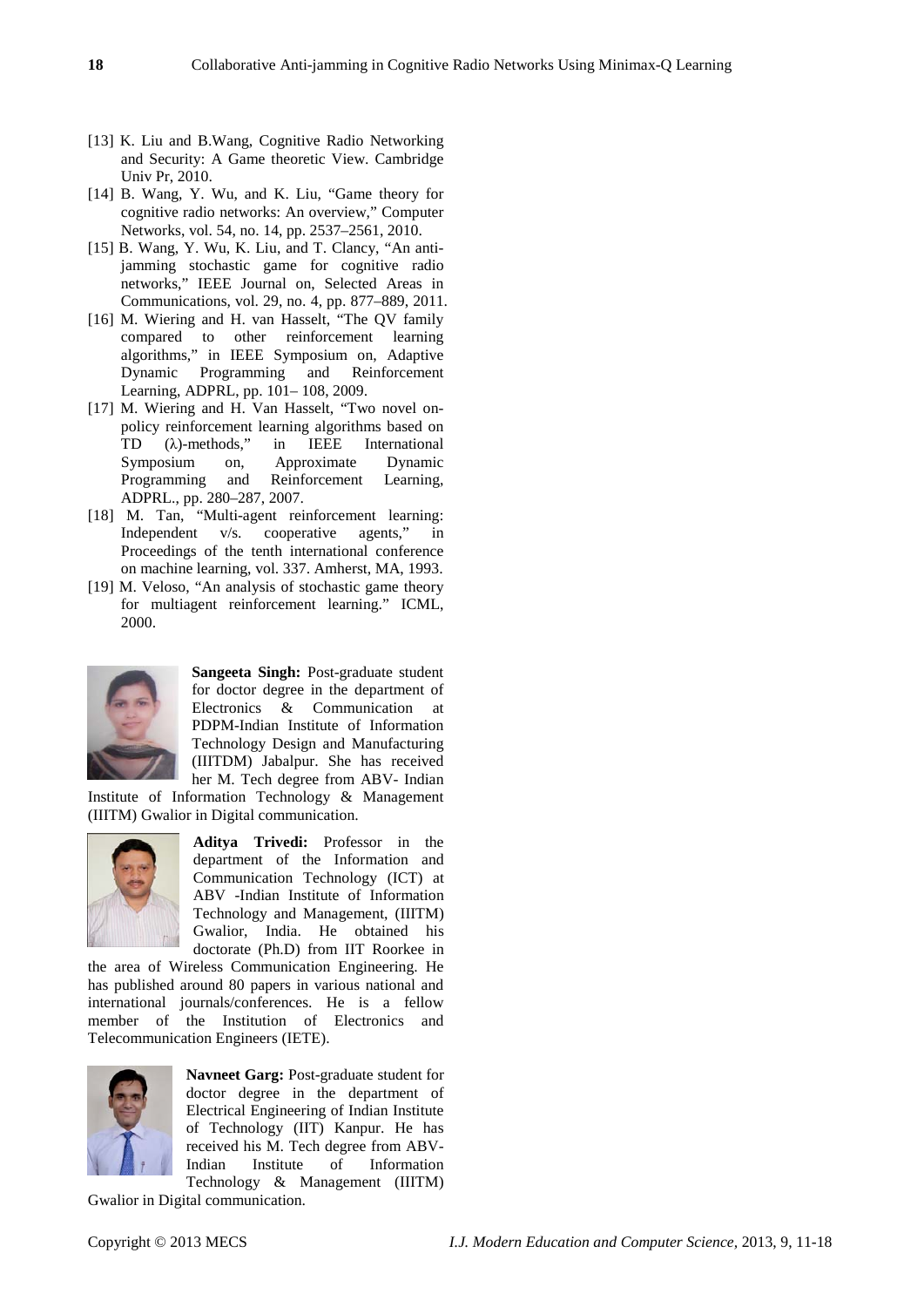[13] K. Liu and B.Wang, Cognitive Radio Networking and Security: A Game theoretic View. Cambridge Univ Pr, 2010.

[14] B. Wang, Y. Wu, and K. Liu, "Game theory for cognitive radio networks: An overview," Computer Networks, vol. 54, no. 14, pp. 2537–2561, 2010.

[15] B. Wang, Y. Wu, K. Liu, and T. Clancy, "An anti-jamming stochastic game for cognitive radio networks," IEEE Journal on, Selected Areas in Communications, vol. 29, no. 4, pp. 877–889, 2011.

[16] M. Wiering and H. van Hasselt, "The QV family compared to other reinforcement learning algorithms," in IEEE Symposium on, Adaptive Dynamic Programming and Reinforcement Learning, ADPRL, pp. 101– 108, 2009.

[17] M. Wiering and H. Van Hasselt, "Two novel on-policy reinforcement learning algorithms based on TD (λ)-methods," in IEEE International Symposium on, Approximate Dynamic Programming and Reinforcement Learning, ADPRL., pp. 280–287, 2007.

[18] M. Tan, "Multi-agent reinforcement learning: Independent v/s. cooperative agents," in Proceedings of the tenth international conference on machine learning, vol. 337. Amherst, MA, 1993.

[19] M. Veloso, "An analysis of stochastic game theory for multiagent reinforcement learning." ICML, 2000.

**Sangeeta Singh:** Post-graduate student for doctor degree in the department of Electronics & Communication at PDPM-Indian Institute of Information Technology Design and Manufacturing (IIITDM) Jabalpur. She has received her M. Tech degree from ABV- Indian Institute of Information Technology & Management (IIITM) Gwalior in Digital communication.

**Aditya Trivedi:** Professor in the department of the Information and Communication Technology (ICT) at ABV -Indian Institute of Information Technology and Management, (IIITM) Gwalior, India. He obtained his doctorate (Ph.D) from IIT Roorkee in the area of Wireless Communication Engineering. He has published around 80 papers in various national and international journals/conferences. He is a fellow member of the Institution of Electronics and Telecommunication Engineers (IETE).

**Navneet Garg:** Post-graduate student for doctor degree in the department of Electrical Engineering of Indian Institute of Technology (IIT) Kanpur. He has received his M. Tech degree from ABV-Indian Institute of Information Technology & Management (IIITM) Gwalior in Digital communication.